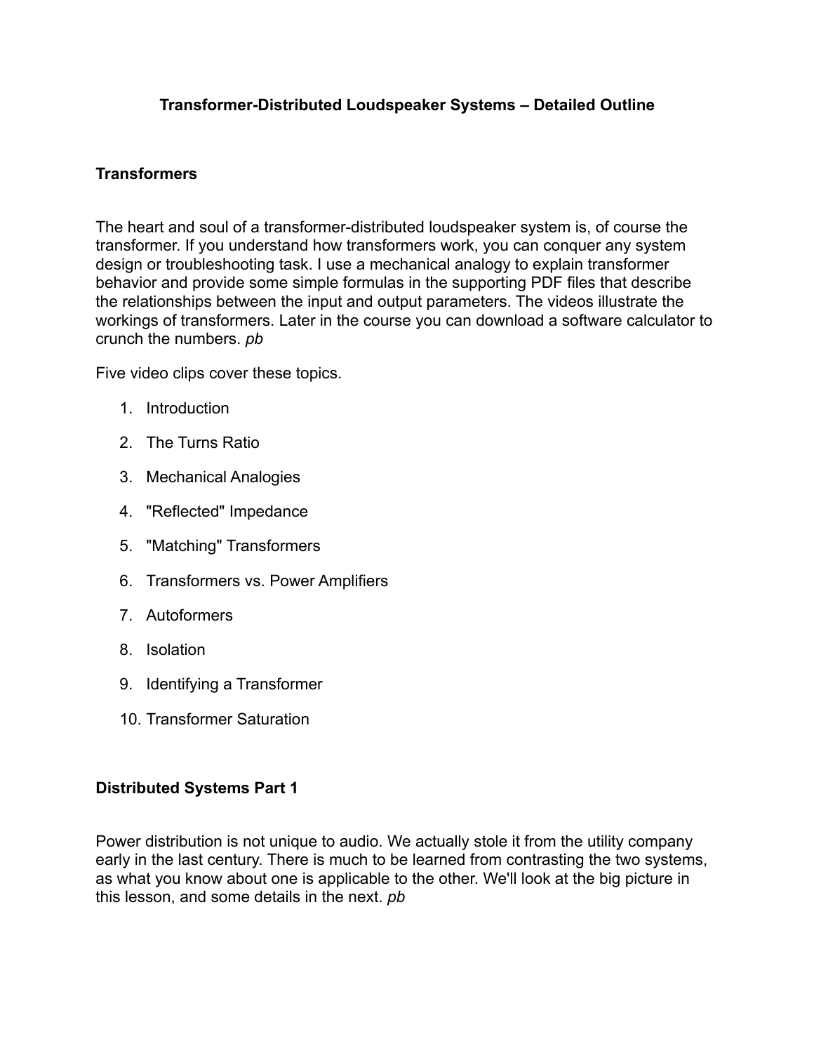# Transformer-Distributed Loudspeaker Systems – Detailed Outline

## Transformers

The heart and soul of a transformer-distributed loudspeaker system is, of course the transformer. If you understand how transformers work, you can conquer any system design or troubleshooting task. I use a mechanical analogy to explain transformer behavior and provide some simple formulas in the supporting PDF files that describe the relationships between the input and output parameters. The videos illustrate the workings of transformers. Later in the course you can download a software calculator to crunch the numbers. *pb*

Five video clips cover these topics.

1. Introduction
2. The Turns Ratio
3. Mechanical Analogies
4. "Reflected" Impedance
5. "Matching" Transformers
6. Transformers vs. Power Amplifiers
7. Autoformers
8. Isolation
9. Identifying a Transformer
10. Transformer Saturation

## Distributed Systems Part 1

Power distribution is not unique to audio. We actually stole it from the utility company early in the last century. There is much to be learned from contrasting the two systems, as what you know about one is applicable to the other. We'll look at the big picture in this lesson, and some details in the next. *pb*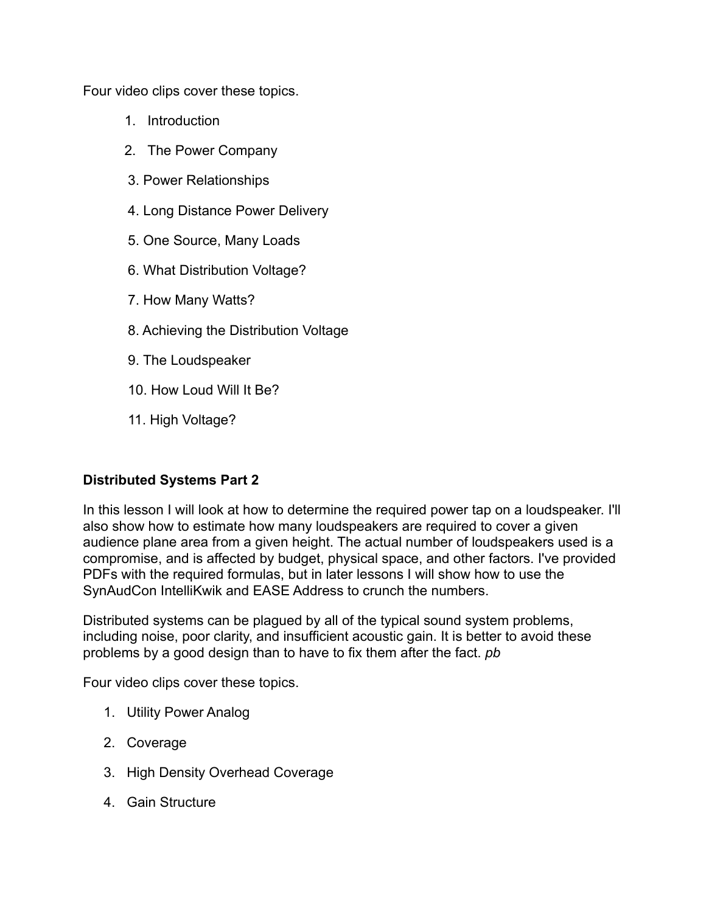Four video clips cover these topics.

1. Introduction
2. The Power Company
3. Power Relationships
4. Long Distance Power Delivery
5. One Source, Many Loads
6. What Distribution Voltage?
7. How Many Watts?
8. Achieving the Distribution Voltage
9. The Loudspeaker
10. How Loud Will It Be?
11. High Voltage?

**Distributed Systems Part 2**

In this lesson I will look at how to determine the required power tap on a loudspeaker. I'll also show how to estimate how many loudspeakers are required to cover a given audience plane area from a given height. The actual number of loudspeakers used is a compromise, and is affected by budget, physical space, and other factors. I've provided PDFs with the required formulas, but in later lessons I will show how to use the SynAudCon IntelliKwik and EASE Address to crunch the numbers.

Distributed systems can be plagued by all of the typical sound system problems, including noise, poor clarity, and insufficient acoustic gain. It is better to avoid these problems by a good design than to have to fix them after the fact. *pb*

Four video clips cover these topics.

1. Utility Power Analog
2. Coverage
3. High Density Overhead Coverage
4. Gain Structure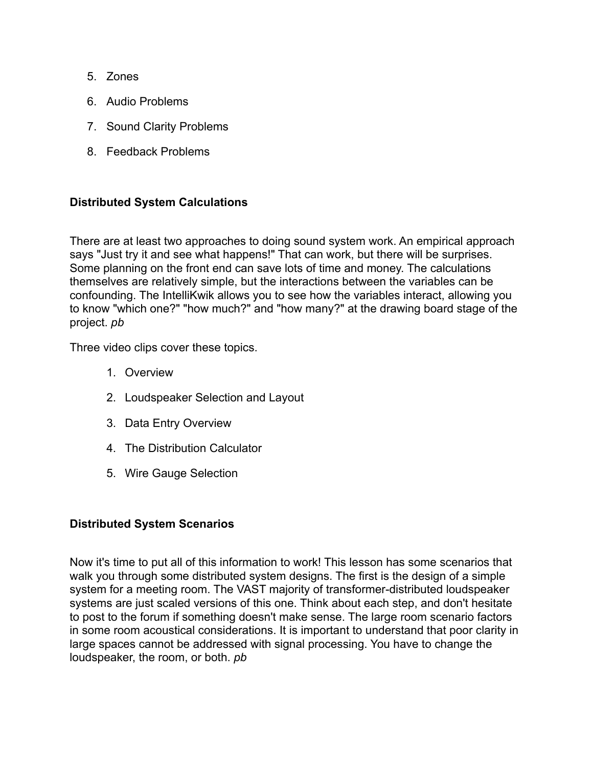5. Zones
6. Audio Problems
7. Sound Clarity Problems
8. Feedback Problems

**Distributed System Calculations**

There are at least two approaches to doing sound system work. An empirical approach says "Just try it and see what happens!" That can work, but there will be surprises. Some planning on the front end can save lots of time and money. The calculations themselves are relatively simple, but the interactions between the variables can be confounding. The IntelliKwik allows you to see how the variables interact, allowing you to know "which one?" "how much?" and "how many?" at the drawing board stage of the project. *pb*

Three video clips cover these topics.

1. Overview
2. Loudspeaker Selection and Layout
3. Data Entry Overview
4. The Distribution Calculator
5. Wire Gauge Selection

**Distributed System Scenarios**

Now it's time to put all of this information to work! This lesson has some scenarios that walk you through some distributed system designs. The first is the design of a simple system for a meeting room. The VAST majority of transformer-distributed loudspeaker systems are just scaled versions of this one. Think about each step, and don't hesitate to post to the forum if something doesn't make sense. The large room scenario factors in some room acoustical considerations. It is important to understand that poor clarity in large spaces cannot be addressed with signal processing. You have to change the loudspeaker, the room, or both. *pb*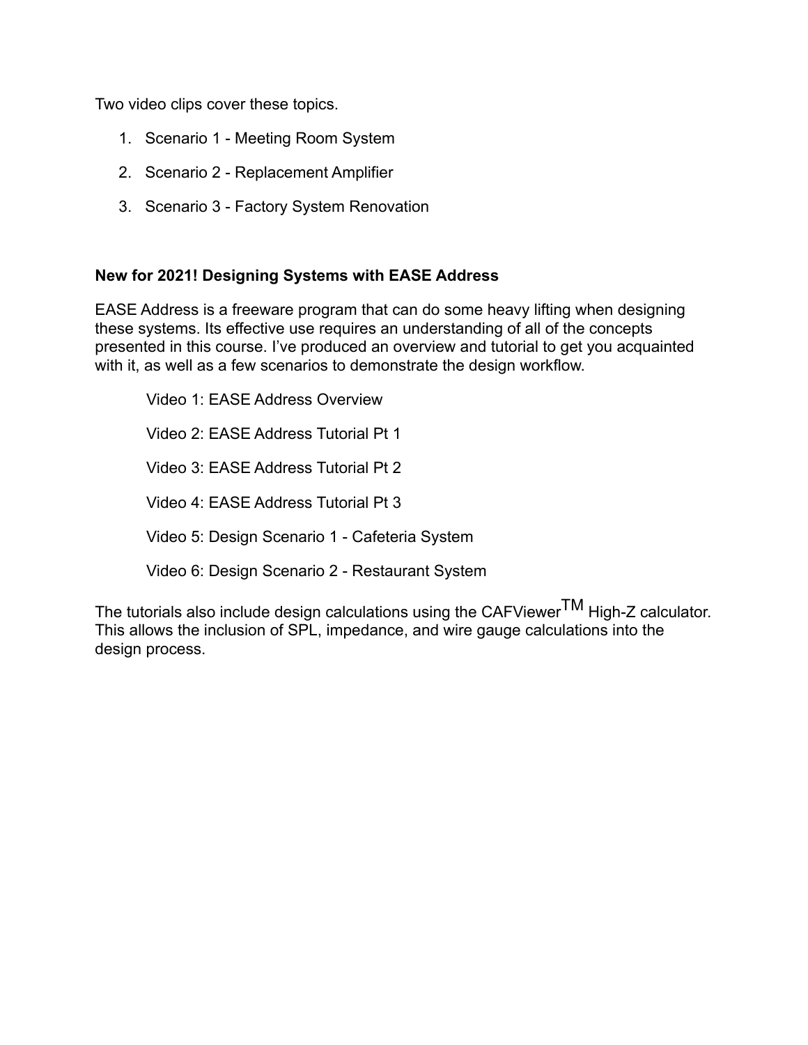Two video clips cover these topics.

1. Scenario 1 - Meeting Room System
2. Scenario 2 - Replacement Amplifier
3. Scenario 3 - Factory System Renovation

**New for 2021! Designing Systems with EASE Address**

EASE Address is a freeware program that can do some heavy lifting when designing these systems. Its effective use requires an understanding of all of the concepts presented in this course. I've produced an overview and tutorial to get you acquainted with it, as well as a few scenarios to demonstrate the design workflow.

Video 1: EASE Address Overview

Video 2: EASE Address Tutorial Pt 1

Video 3: EASE Address Tutorial Pt 2

Video 4: EASE Address Tutorial Pt 3

Video 5: Design Scenario 1 - Cafeteria System

Video 6: Design Scenario 2 - Restaurant System

The tutorials also include design calculations using the CAFViewer™ High-Z calculator. This allows the inclusion of SPL, impedance, and wire gauge calculations into the design process.